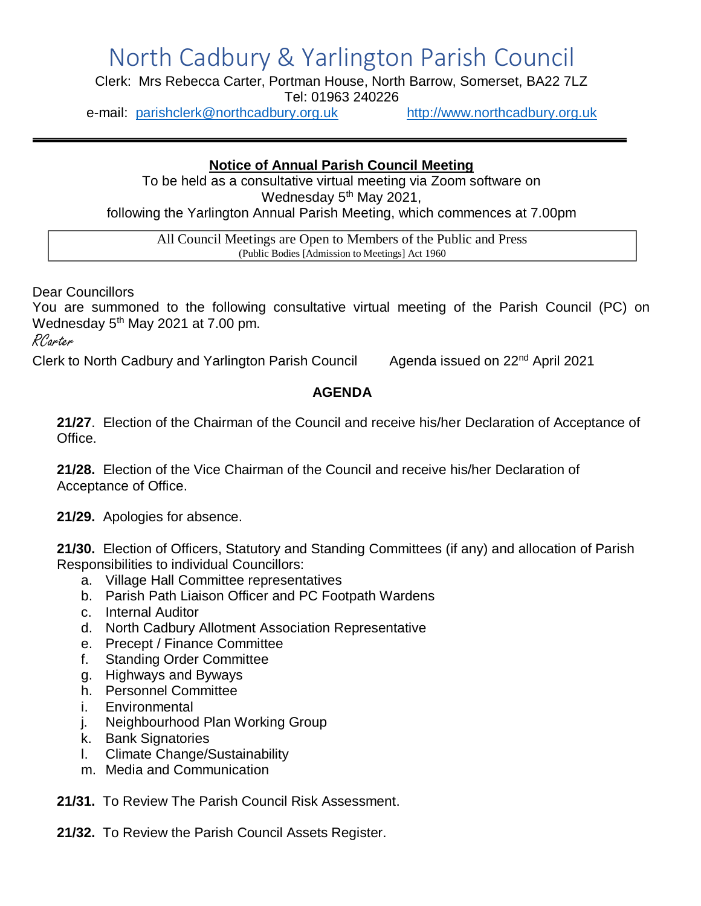# North Cadbury & Yarlington Parish Council

Clerk: Mrs Rebecca Carter, Portman House, North Barrow, Somerset, BA22 7LZ
Tel: 01963 240226
e-mail: parishclerk@northcadbury.org.uk http://www.northcadbury.org.uk

---

**Notice of Annual Parish Council Meeting**

To be held as a consultative virtual meeting via Zoom software on
Wednesday 5th May 2021,
following the Yarlington Annual Parish Meeting, which commences at 7.00pm

All Council Meetings are Open to Members of the Public and Press
(Public Bodies [Admission to Meetings] Act 1960

Dear Councillors

You are summoned to the following consultative virtual meeting of the Parish Council (PC) on Wednesday 5th May 2021 at 7.00 pm.

*RCarter*

Clerk to North Cadbury and Yarlington Parish Council Agenda issued on 22nd April 2021

## AGENDA

**21/27**. Election of the Chairman of the Council and receive his/her Declaration of Acceptance of Office.

**21/28.** Election of the Vice Chairman of the Council and receive his/her Declaration of Acceptance of Office.

**21/29.** Apologies for absence.

**21/30.** Election of Officers, Statutory and Standing Committees (if any) and allocation of Parish Responsibilities to individual Councillors:

a. Village Hall Committee representatives
b. Parish Path Liaison Officer and PC Footpath Wardens
c. Internal Auditor
d. North Cadbury Allotment Association Representative
e. Precept / Finance Committee
f. Standing Order Committee
g. Highways and Byways
h. Personnel Committee
i. Environmental
j. Neighbourhood Plan Working Group
k. Bank Signatories
l. Climate Change/Sustainability
m. Media and Communication

**21/31.** To Review The Parish Council Risk Assessment.

**21/32.** To Review the Parish Council Assets Register.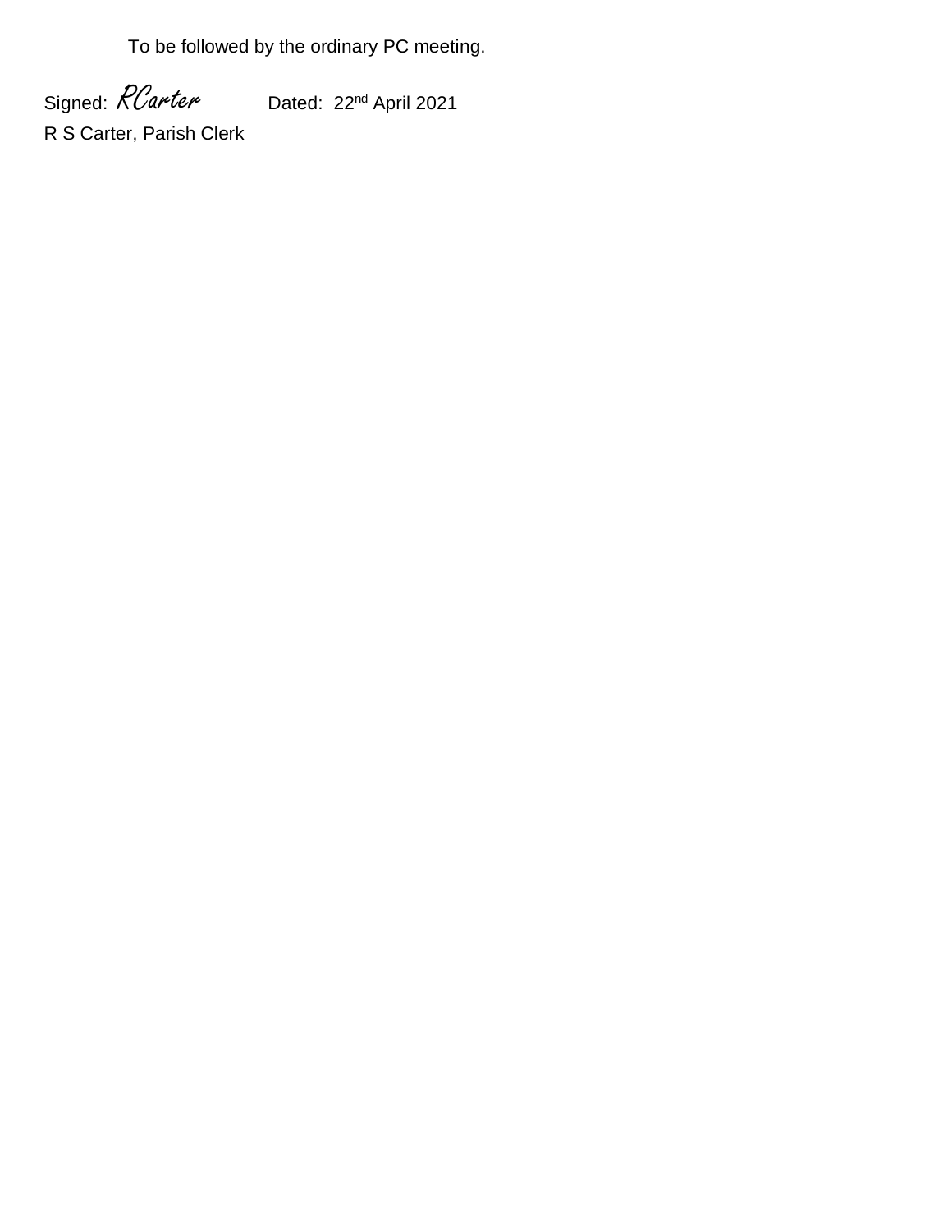To be followed by the ordinary PC meeting.

Signed: *RCarter* Dated: 22nd April 2021

R S Carter, Parish Clerk